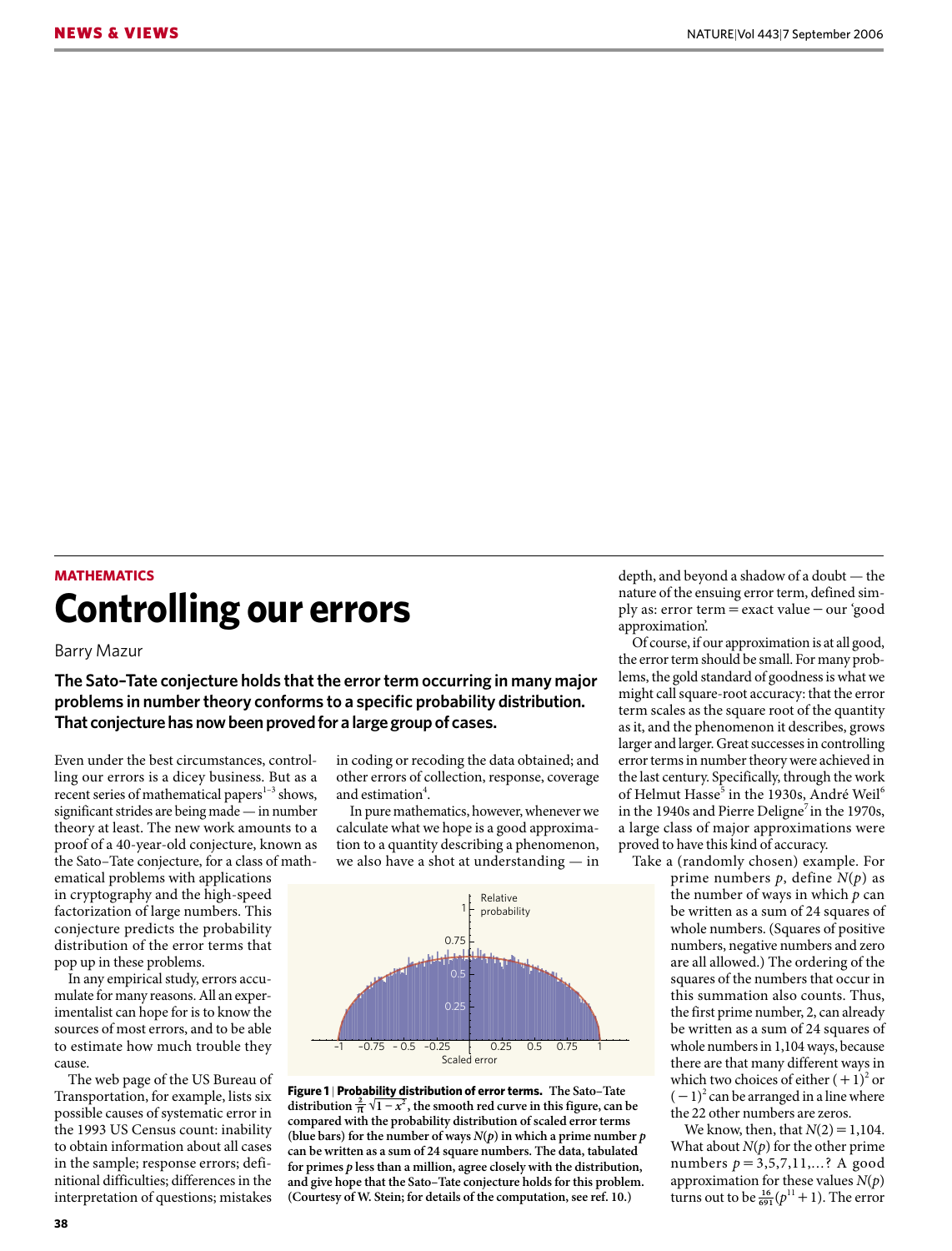MATHEMATICS

# Controlling our errors

Barry Mazur

**The Sato–Tate conjecture holds that the error term occurring in many major problems in number theory conforms to a specific probability distribution. That conjecture has now been proved for a large group of cases.**

Even under the best circumstances, controlling our errors is a dicey business. But as a recent series of mathematical papers[1–3] shows, significant strides are being made — in number theory at least. The new work amounts to a proof of a 40-year-old conjecture, known as the Sato–Tate conjecture, for a class of mathematical problems with applications in cryptography and the high-speed factorization of large numbers. This conjecture predicts the probability distribution of the error terms that pop up in these problems.

In any empirical study, errors accumulate for many reasons. All an experimentalist can hope for is to know the sources of most errors, and to be able to estimate how much trouble they cause.

The web page of the US Bureau of Transportation, for example, lists six possible causes of systematic error in the 1993 US Census study: inability to obtain information about all cases in the sample; response errors; definitional difficulties; differences in the interpretation of questions; mistakes in coding or recoding the data obtained; and other errors of collection, response, coverage and estimation[4].

In pure mathematics, however, whenever we calculate what we hope is a good approximation to a quantity describing a phenomenon, we also have a shot at understanding — in depth, and beyond a shadow of a doubt — the nature of the ensuing error term, defined simply as: error term = exact value − our 'good approximation'.

Of course, if our approximation is at all good, the error term should be small. For many problems, the gold standard of goodness is what we might call square-root accuracy: that the error term scales as the square root of the quantity as it, and the phenomenon it describes, grows larger and larger. Great successes in controlling error terms in number theory were achieved in the last century. Specifically, through the work of Helmut Hasse[5] in the 1930s, André Weil[6] in the 1940s and Pierre Deligne[7] in the 1970s, a large class of major approximations were proved to have this kind of accuracy.

Take a (randomly chosen) example. For prime numbers $p$, define $N(p)$ as the number of ways in which $p$ can be written as a sum of 24 squares of whole numbers. (Squares of positive numbers, negative numbers and zero are all allowed.) The ordering of the squares of the numbers that occur in this summation also counts. Thus, the first prime number, 2, can already be written as a sum of 24 squares of whole numbers in 1,104 ways, because there are that many different ways in which two choices of either $(+1)^2$ or $(-1)^2$ can be arranged in a line where the 22 other numbers are zeros.

We know, then, that $N(2) = 1{,}104$. What about $N(p)$ for the other prime numbers $p = 3,5,7,11,\ldots$? A good approximation for these values $N(p)$ turns out to be $\frac{16}{691}(p^{11}+1)$. The error

**Figure 1 | Probability distribution of error terms.** The Sato–Tate distribution $\frac{2}{\pi}\sqrt{1-x^2}$, the smooth red curve in this figure, can be compared with the probability distribution of scaled error terms (blue bars) for the number of ways $N(p)$ in which a prime number $p$ can be written as a sum of 24 square numbers. The data, tabulated for primes $p$ less than a million, agree closely with the distribution, and give hope that the Sato–Tate conjecture holds for this problem. (Courtesy of W. Stein; for details of the computation, see ref. 10.)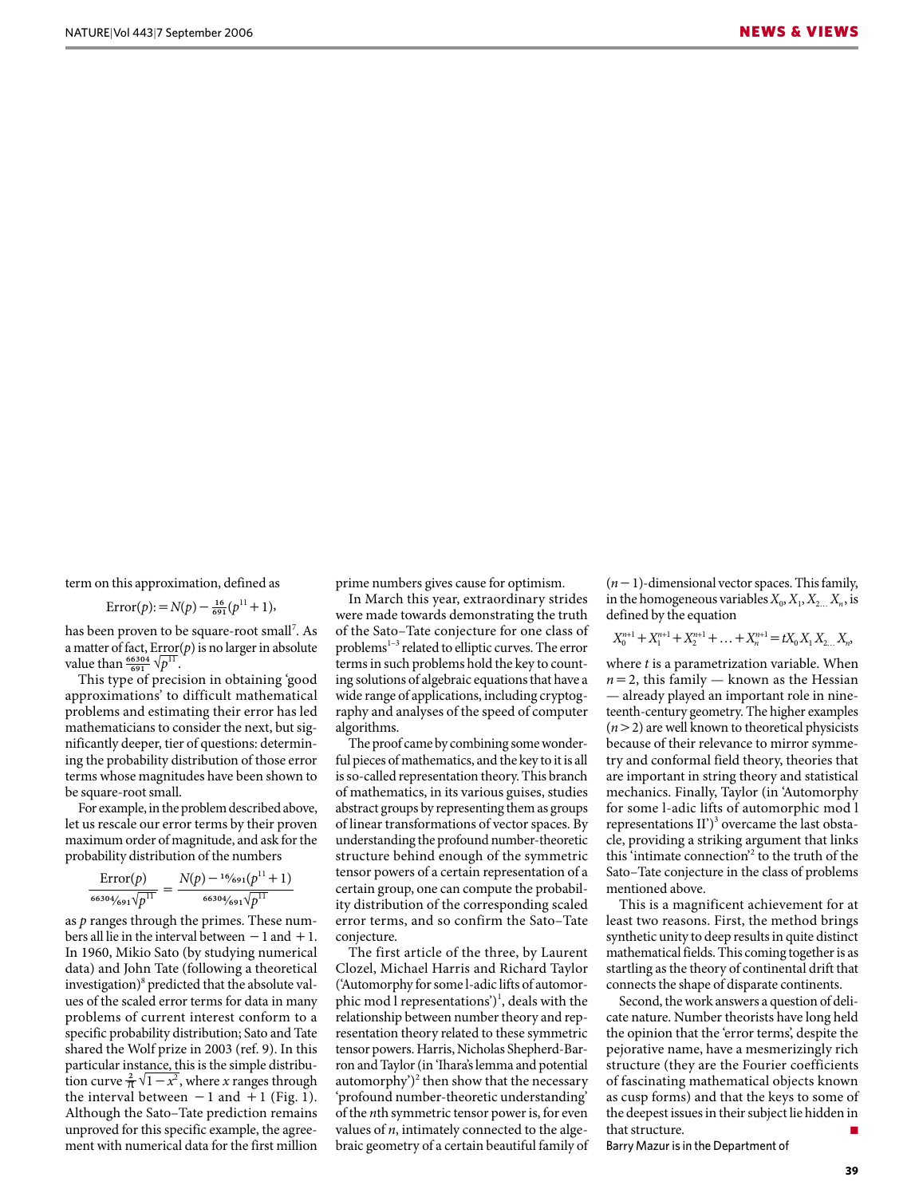term on this approximation, defined as

$$\text{Error}(p) := N(p) - \tfrac{16}{691}(p^{11}+1),$$

has been proven to be square-root small[7]. As a matter of fact, Error($p$) is no larger in absolute value than $\frac{66304}{691}\sqrt{p^{11}}$.

This type of precision in obtaining 'good approximations' to difficult mathematical problems and estimating their error has led mathematicians to consider the next, but significantly deeper, tier of questions: determining the probability distribution of those error terms whose magnitudes have been shown to be square-root small.

For example, in the problem described above, let us rescale our error terms by their proven maximum order of magnitude, and ask for the probability distribution of the numbers

$$\frac{\text{Error}(p)}{{}^{66304}\!/_{691}\sqrt{p^{11}}} = \frac{N(p) - {}^{16}\!/_{691}(p^{11}+1)}{{}^{66304}\!/_{691}\sqrt{p^{11}}}$$

as $p$ ranges through the primes. These numbers all lie in the interval between $-1$ and $+1$. In 1960, Mikio Sato (by studying numerical data) and John Tate (following a theoretical investigation)[8] predicted that the absolute values of the scaled error terms for data in many problems of current interest conform to a specific probability distribution; Sato and Tate shared the Wolf prize in 2003 (ref. 9). In this particular instance, this is the simple distribution curve $\frac{2}{\pi}\sqrt{1-x^2}$, where $x$ ranges through the interval between $-1$ and $+1$ (Fig. 1). Although the Sato–Tate prediction remains unproved for this specific example, the agreement with numerical data for the first million prime numbers gives cause for optimism.

In March this year, extraordinary strides were made towards demonstrating the truth of the Sato–Tate conjecture for one class of problems[1–3] related to elliptic curves. The error terms in such problems hold the key to counting solutions of algebraic equations that have a wide range of applications, including cryptography and analyses of the speed of computer algorithms.

The proof came by combining some wonderful pieces of mathematics, and the key to it is all is so-called representation theory. This branch of mathematics, in its various guises, studies abstract groups by representing them as groups of linear transformations of vector spaces. By understanding the profound number-theoretic structure behind enough of the symmetric tensor powers of a certain representation of a certain group, one can compute the probability distribution of the corresponding scaled error terms, and so confirm the Sato–Tate conjecture.

The first article of the three, by Laurent Clozel, Michael Harris and Richard Taylor ('Automorphy for some l-adic lifts of automorphic mod l representations')[1], deals with the relationship between number theory and representation theory related to these symmetric tensor powers. Harris, Nicholas Shepherd-Barron and Taylor (in 'Ihara's lemma and potential automorphy')[2] then show that the necessary 'profound number-theoretic understanding' of the $n$th symmetric tensor power is, for even values of $n$, intimately connected to the algebraic geometry of a certain beautiful family of $(n-1)$-dimensional vector spaces. This family, in the homogeneous variables $X_0, X_1, X_{2...} X_n$, is defined by the equation

$$X_0^{n+1} + X_1^{n+1} + X_2^{n+1} + \ldots + X_n^{n+1} = tX_0X_1X_{2...}X_n,$$

where $t$ is a parametrization variable. When $n = 2$, this family — known as the Hessian — already played an important role in nineteenth-century geometry. The higher examples ($n > 2$) are well known to theoretical physicists because of their relevance to mirror symmetry and conformal field theory, theories that are important in string theory and statistical mechanics. Finally, Taylor (in 'Automorphy for some l-adic lifts of automorphic mod l representations II')[3] overcame the last obstacle, providing a striking argument that links this 'intimate connection'[2] to the truth of the Sato–Tate conjecture in the class of problems mentioned above.

This is a magnificent achievement for at least two reasons. First, the method brings synthetic unity to deep results in quite distinct mathematical fields. This coming together is as startling as the theory of continental drift that connects the shape of disparate continents.

Second, the work answers a question of delicate nature. Number theorists have long held the opinion that the 'error terms', despite the pejorative name, have a mesmerizingly rich structure (they are the Fourier coefficients of fascinating mathematical objects known as cusp forms) and that the keys to some of the deepest issues in their subject lie hidden in that structure. ■

Barry Mazur is in the Department of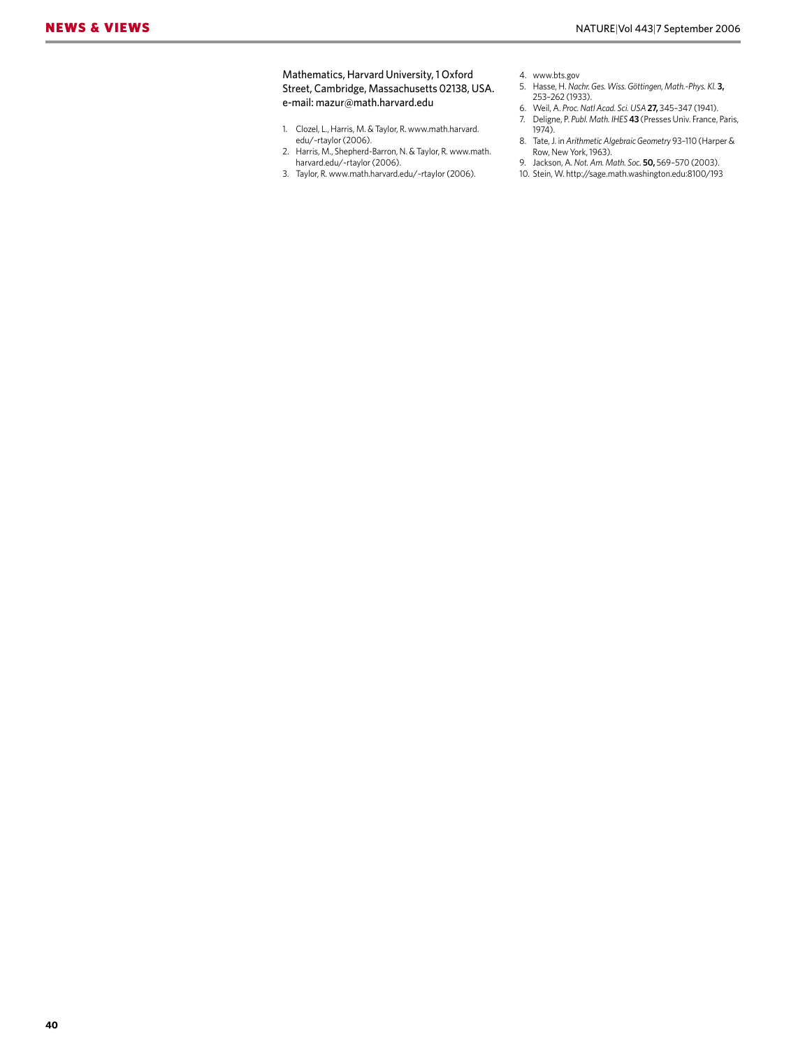Mathematics, Harvard University, 1 Oxford Street, Cambridge, Massachusetts 02138, USA.
e-mail: mazur@math.harvard.edu

1. Clozel, L., Harris, M. & Taylor, R. www.math.harvard.edu/~rtaylor (2006).
2. Harris, M., Shepherd-Barron, N. & Taylor, R. www.math.harvard.edu/~rtaylor (2006).
3. Taylor, R. www.math.harvard.edu/~rtaylor (2006).
4. www.bts.gov
5. Hasse, H. *Nachr. Ges. Wiss. Göttingen, Math.-Phys. Kl.* **3,** 253–262 (1933).
6. Weil, A. *Proc. Natl Acad. Sci. USA* **27,** 345–347 (1941).
7. Deligne, P. *Publ. Math. IHES* **43** (Presses Univ. France, Paris, 1974).
8. Tate, J. in *Arithmetic Algebraic Geometry* 93–110 (Harper & Row, New York, 1963).
9. Jackson, A. *Not. Am. Math. Soc.* **50,** 569–570 (2003).
10. Stein, W. http://sage.math.washington.edu:8100/193